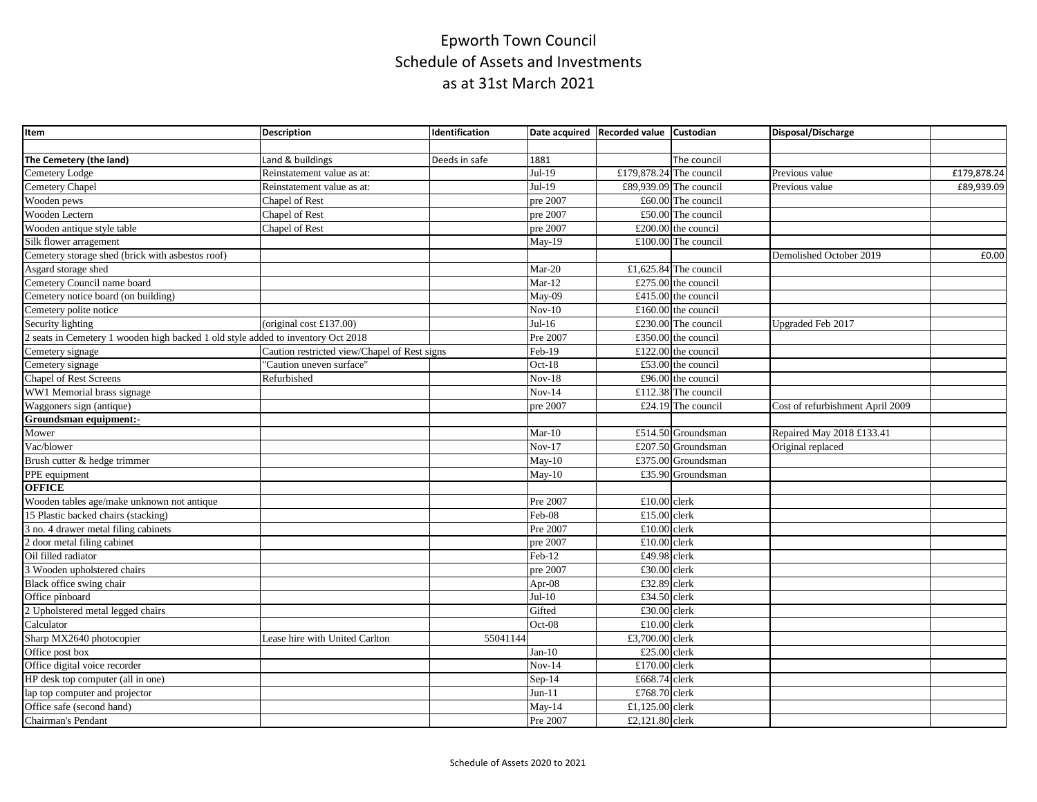# Epworth Town Council
## Schedule of Assets and Investments
### as at 31st March 2021

| Item | Description | Identification | Date acquired | Recorded value | Custodian | Disposal/Discharge | |
|---|---|---|---|---|---|---|---|
| | | | | | | | |
| **The Cemetery (the land)** | Land & buildings | Deeds in safe | 1881 | | The council | | |
| Cemetery Lodge | Reinstatement value as at: | | Jul-19 | £179,878.24 | The council | Previous value | £179,878.24 |
| Cemetery Chapel | Reinstatement value as at: | | Jul-19 | £89,939.09 | The council | Previous value | £89,939.09 |
| Wooden pews | Chapel of Rest | | pre 2007 | £60.00 | The council | | |
| Wooden Lectern | Chapel of Rest | | pre 2007 | £50.00 | The council | | |
| Wooden antique style table | Chapel of Rest | | pre 2007 | £200.00 | the council | | |
| Silk flower arragement | | | May-19 | £100.00 | The council | | |
| Cemetery storage shed (brick with asbestos roof) | | | | | | Demolished October 2019 | £0.00 |
| Asgard storage shed | | | Mar-20 | £1,625.84 | The council | | |
| Cemetery Council name board | | | Mar-12 | £275.00 | the council | | |
| Cemetery notice board (on building) | | | May-09 | £415.00 | the council | | |
| Cemetery polite notice | | | Nov-10 | £160.00 | the council | | |
| Security lighting | (original cost £137.00) | | Jul-16 | £230.00 | The council | Upgraded Feb 2017 | |
| 2 seats in Cemetery 1 wooden high backed 1 old style added to inventory Oct 2018 | | | Pre 2007 | £350.00 | the council | | |
| Cemetery signage | Caution restricted view/Chapel of Rest signs | | Feb-19 | £122.00 | the council | | |
| Cemetery signage | "Caution uneven surface" | | Oct-18 | £53.00 | the council | | |
| Chapel of Rest Screens | Refurbished | | Nov-18 | £96.00 | the council | | |
| WW1 Memorial brass signage | | | Nov-14 | £112.38 | The council | | |
| Waggoners sign (antique) | | | pre 2007 | £24.19 | The council | Cost of refurbishment April 2009 | |
| **Groundsman equipment:-** | | | | | | | |
| Mower | | | Mar-10 | £514.50 | Groundsman | Repaired May 2018 £133.41 | |
| Vac/blower | | | Nov-17 | £207.50 | Groundsman | Original replaced | |
| Brush cutter & hedge trimmer | | | May-10 | £375.00 | Groundsman | | |
| PPE equipment | | | May-10 | £35.90 | Groundsman | | |
| **OFFICE** | | | | | | | |
| Wooden tables age/make unknown not antique | | | Pre 2007 | £10.00 | clerk | | |
| 15 Plastic backed chairs (stacking) | | | Feb-08 | £15.00 | clerk | | |
| 3 no. 4 drawer metal filing cabinets | | | Pre 2007 | £10.00 | clerk | | |
| 2 door metal filing cabinet | | | pre 2007 | £10.00 | clerk | | |
| Oil filled radiator | | | Feb-12 | £49.98 | clerk | | |
| 3 Wooden upholstered chairs | | | pre 2007 | £30.00 | clerk | | |
| Black office swing chair | | | Apr-08 | £32.89 | clerk | | |
| Office pinboard | | | Jul-10 | £34.50 | clerk | | |
| 2 Upholstered metal legged chairs | | | Gifted | £30.00 | clerk | | |
| Calculator | | | Oct-08 | £10.00 | clerk | | |
| Sharp MX2640 photocopier | Lease hire with United Carlton | 55041144 | | £3,700.00 | clerk | | |
| Office post box | | | Jan-10 | £25.00 | clerk | | |
| Office digital voice recorder | | | Nov-14 | £170.00 | clerk | | |
| HP desk top computer (all in one) | | | Sep-14 | £668.74 | clerk | | |
| lap top computer and projector | | | Jun-11 | £768.70 | clerk | | |
| Office safe (second hand) | | | May-14 | £1,125.00 | clerk | | |
| Chairman's Pendant | | | Pre 2007 | £2,121.80 | clerk | | |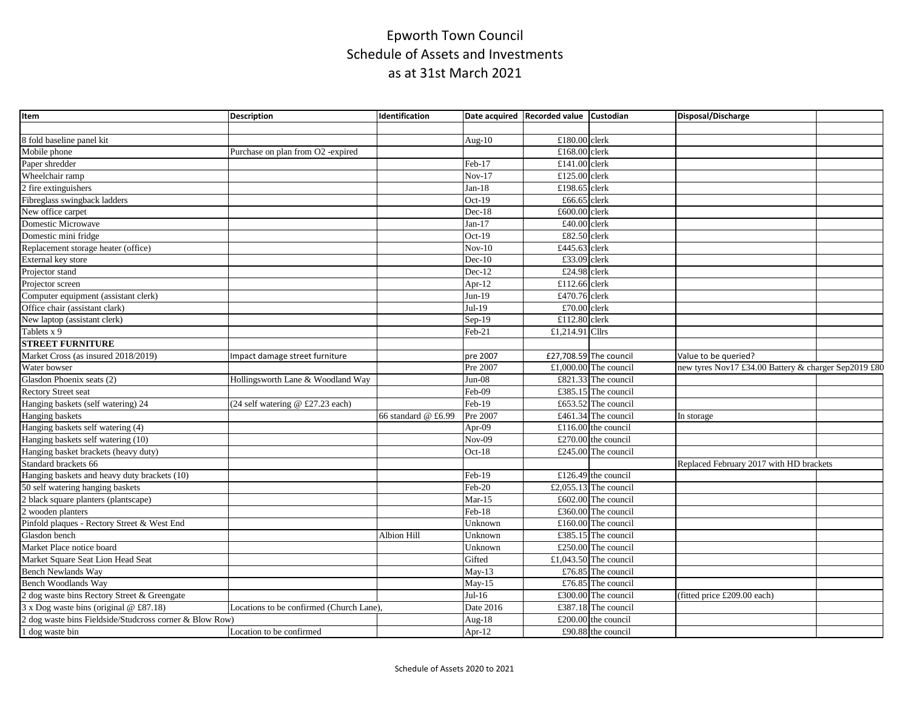# Epworth Town Council
## Schedule of Assets and Investments
### as at 31st March 2021

| Item | Description | Identification | Date acquired | Recorded value | Custodian | Disposal/Discharge | |
|---|---|---|---|---|---|---|---|
| | | | | | | | |
| 8 fold baseline panel kit | | | Aug-10 | £180.00 | clerk | | |
| Mobile phone | Purchase on plan from O2 -expired | | | £168.00 | clerk | | |
| Paper shredder | | | Feb-17 | £141.00 | clerk | | |
| Wheelchair ramp | | | Nov-17 | £125.00 | clerk | | |
| 2 fire extinguishers | | | Jan-18 | £198.65 | clerk | | |
| Fibreglass swingback ladders | | | Oct-19 | £66.65 | clerk | | |
| New office carpet | | | Dec-18 | £600.00 | clerk | | |
| Domestic Microwave | | | Jan-17 | £40.00 | clerk | | |
| Domestic mini fridge | | | Oct-19 | £82.50 | clerk | | |
| Replacement storage heater (office) | | | Nov-10 | £445.63 | clerk | | |
| External key store | | | Dec-10 | £33.09 | clerk | | |
| Projector stand | | | Dec-12 | £24.98 | clerk | | |
| Projector screen | | | Apr-12 | £112.66 | clerk | | |
| Computer equipment (assistant clerk) | | | Jun-19 | £470.76 | clerk | | |
| Office chair (assistant clark) | | | Jul-19 | £70.00 | clerk | | |
| New laptop (assistant clerk) | | | Sep-19 | £112.80 | clerk | | |
| Tablets x 9 | | | Feb-21 | £1,214.91 | Cllrs | | |
| **STREET FURNITURE** | | | | | | | |
| Market Cross (as insured 2018/2019) | Impact damage street furniture | | pre 2007 | £27,708.59 | The council | Value to be queried? | |
| Water bowser | | | Pre 2007 | £1,000.00 | The council | new tyres Nov17 £34.00 Battery & charger Sep2019 £80 | |
| Glasdon Phoenix seats (2) | Hollingsworth Lane & Woodland Way | | Jun-08 | £821.33 | The council | | |
| Rectory Street seat | | | Feb-09 | £385.15 | The council | | |
| Hanging baskets (self watering) 24 | (24 self watering @ £27.23 each) | | Feb-19 | £653.52 | The council | | |
| Hanging baskets | | 66 standard @ £6.99 | Pre 2007 | £461.34 | The council | In storage | |
| Hanging baskets self watering (4) | | | Apr-09 | £116.00 | the council | | |
| Hanging baskets self watering (10) | | | Nov-09 | £270.00 | the council | | |
| Hanging basket brackets (heavy duty) | | | Oct-18 | £245.00 | The council | | |
| Standard brackets 66 | | | | | | Replaced February 2017 with HD brackets | |
| Hanging baskets and heavy duty brackets (10) | | | Feb-19 | £126.49 | the council | | |
| 50 self watering hanging baskets | | | Feb-20 | £2,055.13 | The council | | |
| 2 black square planters (plantscape) | | | Mar-15 | £602.00 | The council | | |
| 2 wooden planters | | | Feb-18 | £360.00 | The council | | |
| Pinfold plaques - Rectory Street & West End | | | Unknown | £160.00 | The council | | |
| Glasdon bench | | Albion Hill | Unknown | £385.15 | The council | | |
| Market Place notice board | | | Unknown | £250.00 | The council | | |
| Market Square Seat Lion Head Seat | | | Gifted | £1,043.50 | The council | | |
| Bench Newlands Way | | | May-13 | £76.85 | The council | | |
| Bench Woodlands Way | | | May-15 | £76.85 | The council | | |
| 2 dog waste bins Rectory Street & Greengate | | | Jul-16 | £300.00 | The council | (fitted price £209.00 each) | |
| 3 x Dog waste bins (original @ £87.18) | Locations to be confirmed (Church Lane), | | Date 2016 | £387.18 | The council | | |
| 2 dog waste bins Fieldside/Studcross corner & Blow Row) | | | Aug-18 | £200.00 | the council | | |
| 1 dog waste bin | Location to be confirmed | | Apr-12 | £90.88 | the council | | |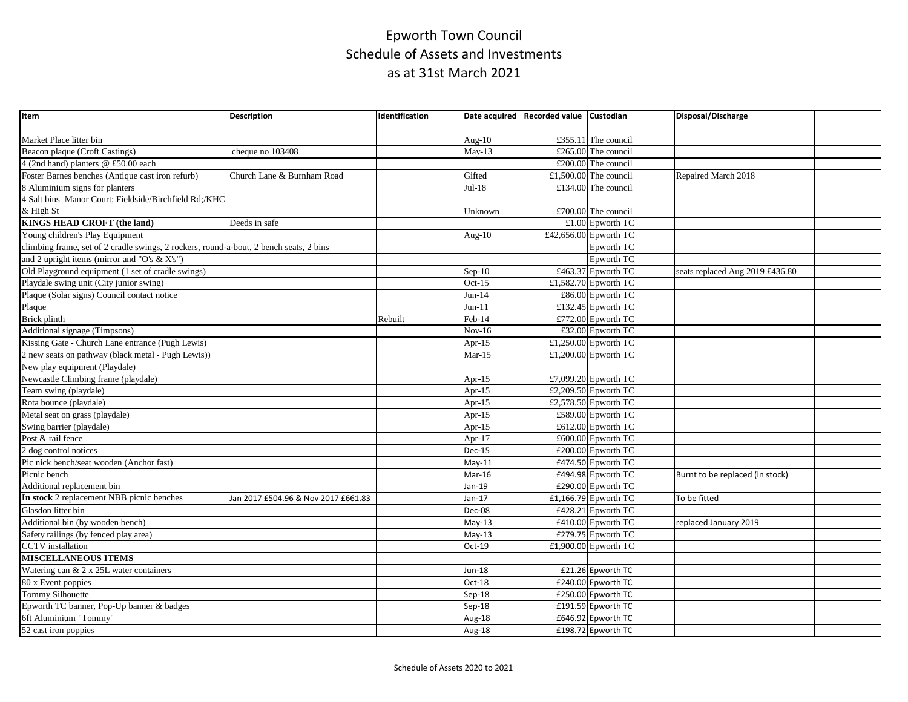# Epworth Town Council
## Schedule of Assets and Investments
## as at 31st March 2021

| Item | Description | Identification | Date acquired | Recorded value | Custodian | Disposal/Discharge | |
|---|---|---|---|---|---|---|---|
| | | | | | | | |
| Market Place litter bin | | | Aug-10 | £355.11 | The council | | |
| Beacon plaque (Croft Castings) | cheque no 103408 | | May-13 | £265.00 | The council | | |
| 4 (2nd hand) planters @ £50.00 each | | | | £200.00 | The council | | |
| Foster Barnes benches (Antique cast iron refurb) | Church Lane & Burnham Road | | Gifted | £1,500.00 | The council | Repaired March 2018 | |
| 8 Aluminium signs for planters | | | Jul-18 | £134.00 | The council | | |
| 4 Salt bins Manor Court; Fieldside/Birchfield Rd;/KHC & High St | | | Unknown | £700.00 | The council | | |
| **KINGS HEAD CROFT (the land)** | Deeds in safe | | | £1.00 | Epworth TC | | |
| Young children's Play Equipment | | | Aug-10 | £42,656.00 | Epworth TC | | |
| climbing frame, set of 2 cradle swings, 2 rockers, round-a-bout, 2 bench seats, 2 bins | | | | | Epworth TC | | |
| and 2 upright items (mirror and "O's & X's") | | | | | Epworth TC | | |
| Old Playground equipment (1 set of cradle swings) | | | Sep-10 | £463.37 | Epworth TC | seats replaced Aug 2019 £436.80 | |
| Playdale swing unit (City junior swing) | | | Oct-15 | £1,582.70 | Epworth TC | | |
| Plaque (Solar signs) Council contact notice | | | Jun-14 | £86.00 | Epworth TC | | |
| Plaque | | | Jun-11 | £132.45 | Epworth TC | | |
| Brick plinth | | Rebuilt | Feb-14 | £772.00 | Epworth TC | | |
| Additional signage (Timpsons) | | | Nov-16 | £32.00 | Epworth TC | | |
| Kissing Gate - Church Lane entrance (Pugh Lewis) | | | Apr-15 | £1,250.00 | Epworth TC | | |
| 2 new seats on pathway (black metal - Pugh Lewis)) | | | Mar-15 | £1,200.00 | Epworth TC | | |
| New play equipment (Playdale) | | | | | | | |
| Newcastle Climbing frame (playdale) | | | Apr-15 | £7,099.20 | Epworth TC | | |
| Team swing (playdale) | | | Apr-15 | £2,209.50 | Epworth TC | | |
| Rota bounce (playdale) | | | Apr-15 | £2,578.50 | Epworth TC | | |
| Metal seat on grass (playdale) | | | Apr-15 | £589.00 | Epworth TC | | |
| Swing barrier (playdale) | | | Apr-15 | £612.00 | Epworth TC | | |
| Post & rail fence | | | Apr-17 | £600.00 | Epworth TC | | |
| 2 dog control notices | | | Dec-15 | £200.00 | Epworth TC | | |
| Pic nick bench/seat wooden (Anchor fast) | | | May-11 | £474.50 | Epworth TC | | |
| Picnic bench | | | Mar-16 | £494.98 | Epworth TC | Burnt to be replaced (in stock) | |
| Additional replacement bin | | | Jan-19 | £290.00 | Epworth TC | | |
| **In stock** 2 replacement NBB picnic benches | Jan 2017 £504.96 & Nov 2017 £661.83 | | Jan-17 | £1,166.79 | Epworth TC | To be fitted | |
| Glasdon litter bin | | | Dec-08 | £428.21 | Epworth TC | | |
| Additional bin (by wooden bench) | | | May-13 | £410.00 | Epworth TC | replaced January 2019 | |
| Safety railings (by fenced play area) | | | May-13 | £279.75 | Epworth TC | | |
| CCTV installation | | | Oct-19 | £1,900.00 | Epworth TC | | |
| **MISCELLANEOUS ITEMS** | | | | | | | |
| Watering can & 2 x 25L water containers | | | Jun-18 | £21.26 | Epworth TC | | |
| 80 x Event poppies | | | Oct-18 | £240.00 | Epworth TC | | |
| Tommy Silhouette | | | Sep-18 | £250.00 | Epworth TC | | |
| Epworth TC banner, Pop-Up banner & badges | | | Sep-18 | £191.59 | Epworth TC | | |
| 6ft Aluminium "Tommy" | | | Aug-18 | £646.92 | Epworth TC | | |
| 52 cast iron poppies | | | Aug-18 | £198.72 | Epworth TC | | |

Schedule of Assets 2020 to 2021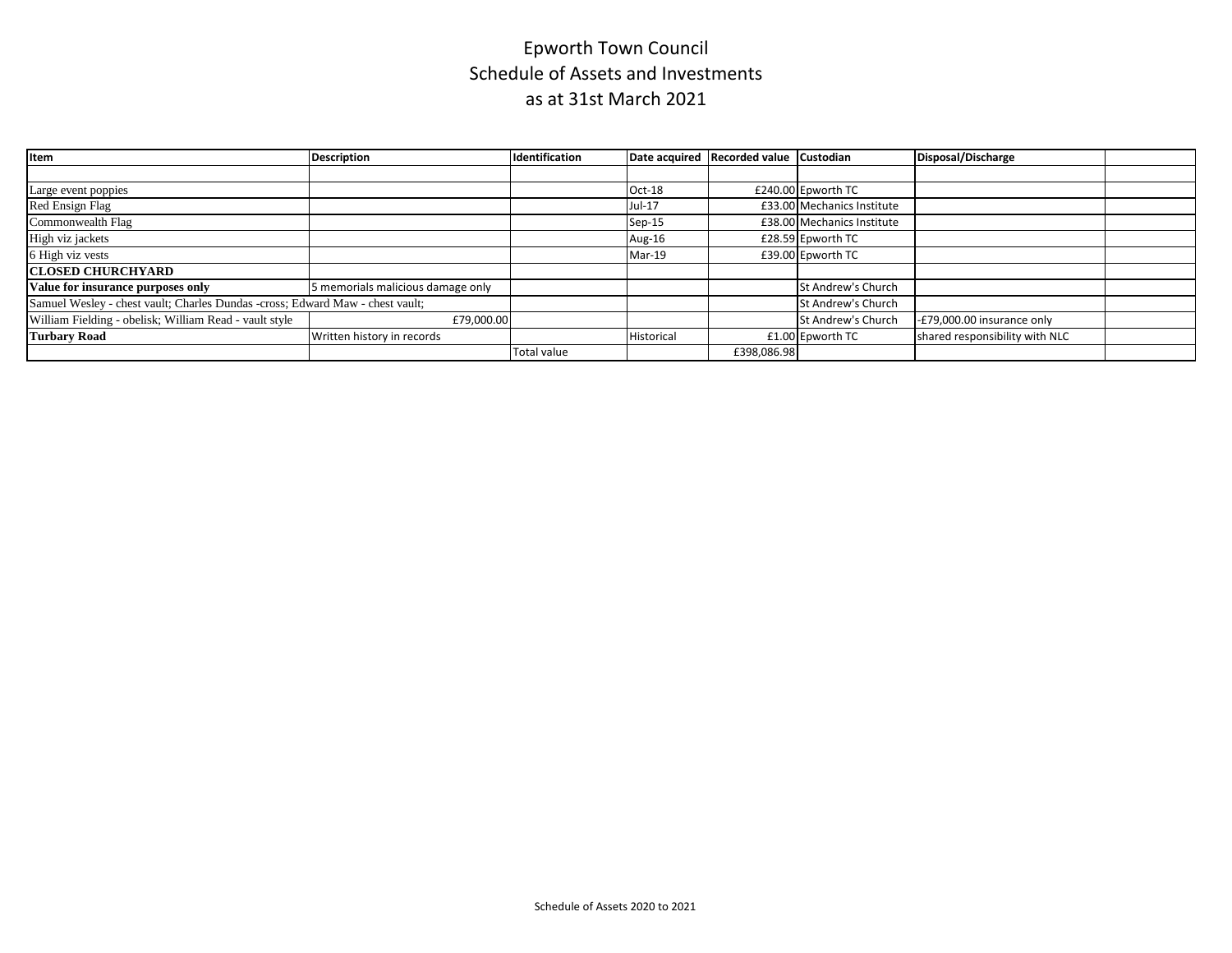# Epworth Town Council
## Schedule of Assets and Investments
### as at 31st March 2021

| Item | Description | Identification | Date acquired | Recorded value | Custodian | Disposal/Discharge | |
|---|---|---|---|---|---|---|---|
| | | | | | | | |
| Large event poppies | | | Oct-18 | £240.00 | Epworth TC | | |
| Red Ensign Flag | | | Jul-17 | £33.00 | Mechanics Institute | | |
| Commonwealth Flag | | | Sep-15 | £38.00 | Mechanics Institute | | |
| High viz jackets | | | Aug-16 | £28.59 | Epworth TC | | |
| 6 High viz vests | | | Mar-19 | £39.00 | Epworth TC | | |
| **CLOSED CHURCHYARD** | | | | | | | |
| **Value for insurance purposes only** | 5 memorials malicious damage only | | | | St Andrew's Church | | |
| Samuel Wesley - chest vault; Charles Dundas -cross; Edward Maw - chest vault; | | | | | St Andrew's Church | | |
| William Fielding - obelisk; William Read - vault style | £79,000.00 | | | | St Andrew's Church | -£79,000.00 insurance only | |
| **Turbary Road** | Written history in records | | Historical | £1.00 | Epworth TC | shared responsibility with NLC | |
| | | Total value | | £398,086.98 | | | |

Schedule of Assets 2020 to 2021